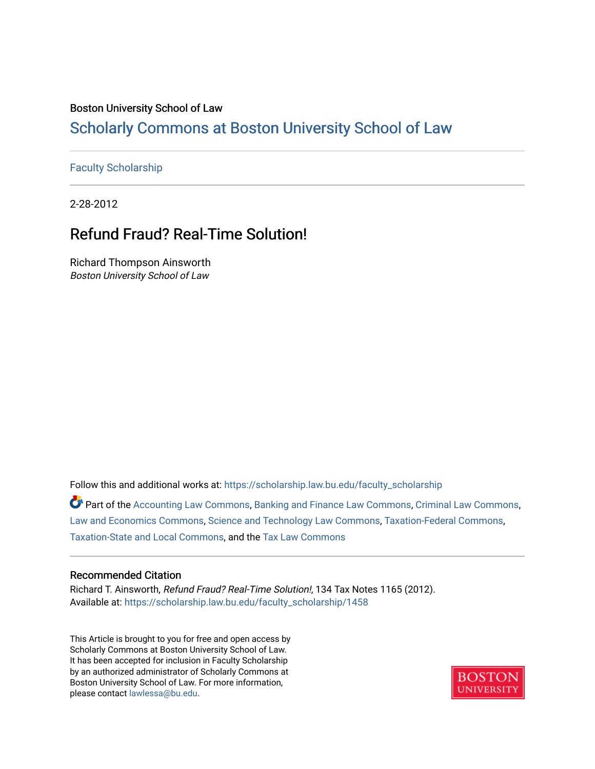Boston University School of Law

# Scholarly Commons at Boston University School of Law

Faculty Scholarship

2-28-2012

## Refund Fraud? Real-Time Solution!

Richard Thompson Ainsworth
*Boston University School of Law*

Follow this and additional works at: https://scholarship.law.bu.edu/faculty_scholarship

Part of the Accounting Law Commons, Banking and Finance Law Commons, Criminal Law Commons, Law and Economics Commons, Science and Technology Law Commons, Taxation-Federal Commons, Taxation-State and Local Commons, and the Tax Law Commons

### Recommended Citation

Richard T. Ainsworth, *Refund Fraud? Real-Time Solution!*, 134 Tax Notes 1165 (2012).
Available at: https://scholarship.law.bu.edu/faculty_scholarship/1458

This Article is brought to you for free and open access by Scholarly Commons at Boston University School of Law. It has been accepted for inclusion in Faculty Scholarship by an authorized administrator of Scholarly Commons at Boston University School of Law. For more information, please contact lawlessa@bu.edu.

BOSTON UNIVERSITY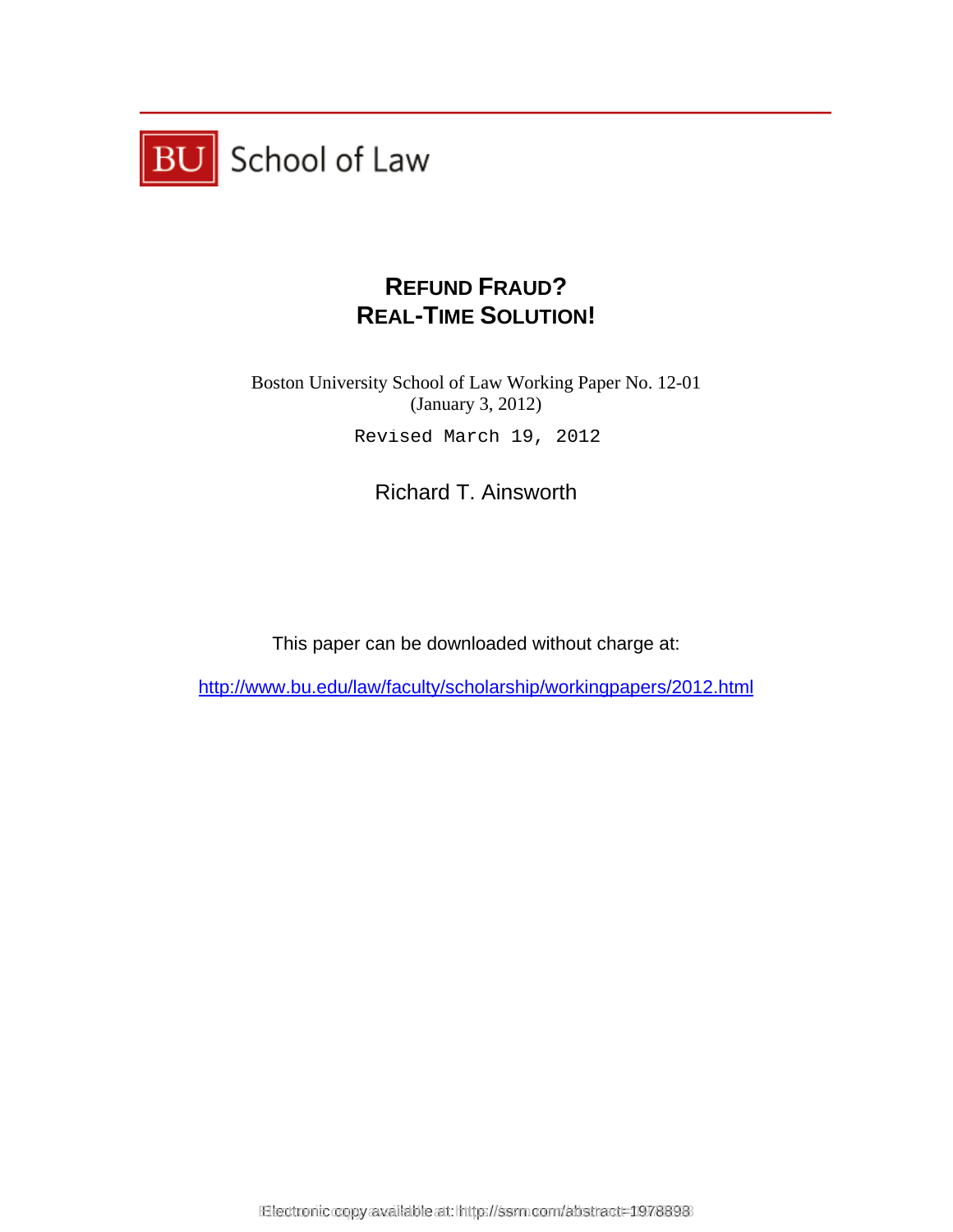BU School of Law

# REFUND FRAUD?
# REAL-TIME SOLUTION!

Boston University School of Law Working Paper No. 12-01
(January 3, 2012)

Revised March 19, 2012

Richard T. Ainsworth

This paper can be downloaded without charge at:

http://www.bu.edu/law/faculty/scholarship/workingpapers/2012.html

Electronic copy available at: http://ssrn.com/abstract=1978898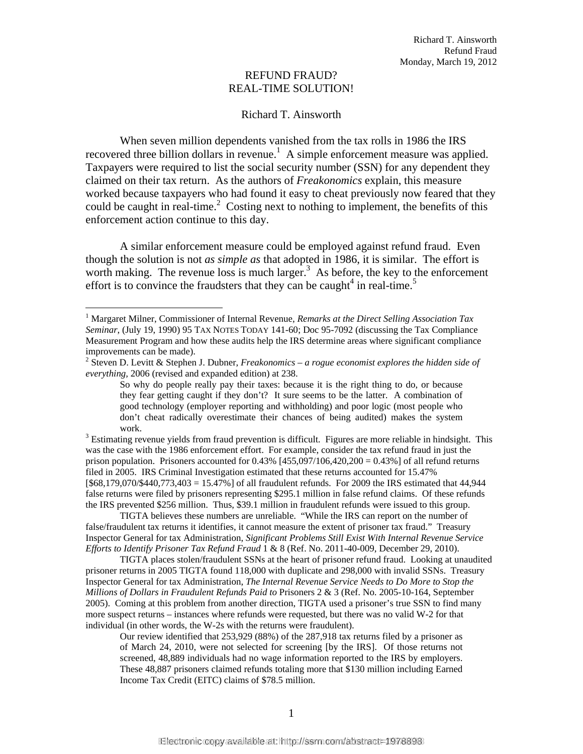# REFUND FRAUD? REAL-TIME SOLUTION!

Richard T. Ainsworth

When seven million dependents vanished from the tax rolls in 1986 the IRS recovered three billion dollars in revenue.[1] A simple enforcement measure was applied. Taxpayers were required to list the social security number (SSN) for any dependent they claimed on their tax return. As the authors of *Freakonomics* explain, this measure worked because taxpayers who had found it easy to cheat previously now feared that they could be caught in real-time.[2] Costing next to nothing to implement, the benefits of this enforcement action continue to this day.

A similar enforcement measure could be employed against refund fraud. Even though the solution is not *as simple as* that adopted in 1986, it is similar. The effort is worth making. The revenue loss is much larger.[3] As before, the key to the enforcement effort is to convince the fraudsters that they can be caught[4] in real-time.[5]

---

[1] Margaret Milner, Commissioner of Internal Revenue, *Remarks at the Direct Selling Association Tax Seminar*, (July 19, 1990) 95 TAX NOTES TODAY 141-60; Doc 95-7092 (discussing the Tax Compliance Measurement Program and how these audits help the IRS determine areas where significant compliance improvements can be made).

[2] Steven D. Levitt & Stephen J. Dubner, *Freakonomics – a rogue economist explores the hidden side of everything*, 2006 (revised and expanded edition) at 238.

> So why do people really pay their taxes: because it is the right thing to do, or because they fear getting caught if they don't? It sure seems to be the latter. A combination of good technology (employer reporting and withholding) and poor logic (most people who don't cheat radically overestimate their chances of being audited) makes the system work.

[3] Estimating revenue yields from fraud prevention is difficult. Figures are more reliable in hindsight. This was the case with the 1986 enforcement effort. For example, consider the tax refund fraud in just the prison population. Prisoners accounted for 0.43% [455,097/106,420,200 = 0.43%] of all refund returns filed in 2005. IRS Criminal Investigation estimated that these returns accounted for 15.47% [$68,179,070/$440,773,403 = 15.47%] of all fraudulent refunds. For 2009 the IRS estimated that 44,944 false returns were filed by prisoners representing $295.1 million in false refund claims. Of these refunds the IRS prevented $256 million. Thus, $39.1 million in fraudulent refunds were issued to this group.

TIGTA believes these numbers are unreliable. "While the IRS can report on the number of false/fraudulent tax returns it identifies, it cannot measure the extent of prisoner tax fraud." Treasury Inspector General for tax Administration, *Significant Problems Still Exist With Internal Revenue Service Efforts to Identify Prisoner Tax Refund Fraud* 1 & 8 (Ref. No. 2011-40-009, December 29, 2010).

TIGTA places stolen/fraudulent SSNs at the heart of prisoner refund fraud. Looking at unaudited prisoner returns in 2005 TIGTA found 118,000 with duplicate and 298,000 with invalid SSNs. Treasury Inspector General for tax Administration, *The Internal Revenue Service Needs to Do More to Stop the Millions of Dollars in Fraudulent Refunds Paid to* Prisoners 2 & 3 (Ref. No. 2005-10-164, September 2005). Coming at this problem from another direction, TIGTA used a prisoner's true SSN to find many more suspect returns – instances where refunds were requested, but there was no valid W-2 for that individual (in other words, the W-2s with the returns were fraudulent).

> Our review identified that 253,929 (88%) of the 287,918 tax returns filed by a prisoner as of March 24, 2010, were not selected for screening [by the IRS]. Of those returns not screened, 48,889 individuals had no wage information reported to the IRS by employers. These 48,887 prisoners claimed refunds totaling more that $130 million including Earned Income Tax Credit (EITC) claims of $78.5 million.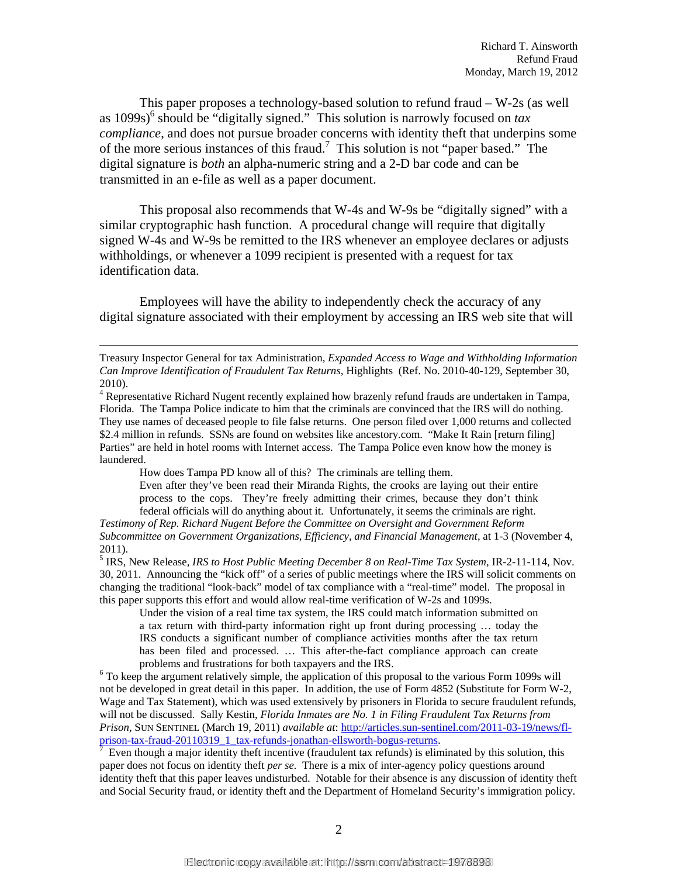This paper proposes a technology-based solution to refund fraud – W-2s (as well as 1099s)[6] should be "digitally signed." This solution is narrowly focused on *tax compliance*, and does not pursue broader concerns with identity theft that underpins some of the more serious instances of this fraud.[7] This solution is not "paper based." The digital signature is *both* an alpha-numeric string and a 2-D bar code and can be transmitted in an e-file as well as a paper document.

This proposal also recommends that W-4s and W-9s be "digitally signed" with a similar cryptographic hash function. A procedural change will require that digitally signed W-4s and W-9s be remitted to the IRS whenever an employee declares or adjusts withholdings, or whenever a 1099 recipient is presented with a request for tax identification data.

Employees will have the ability to independently check the accuracy of any digital signature associated with their employment by accessing an IRS web site that will

---

Treasury Inspector General for tax Administration, *Expanded Access to Wage and Withholding Information Can Improve Identification of Fraudulent Tax Returns,* Highlights (Ref. No. 2010-40-129, September 30, 2010).

[4] Representative Richard Nugent recently explained how brazenly refund frauds are undertaken in Tampa, Florida. The Tampa Police indicate to him that the criminals are convinced that the IRS will do nothing. They use names of deceased people to file false returns. One person filed over 1,000 returns and collected $2.4 million in refunds. SSNs are found on websites like ancestory.com. "Make It Rain [return filing] Parties" are held in hotel rooms with Internet access. The Tampa Police even know how the money is laundered.

> How does Tampa PD know all of this? The criminals are telling them.
>
> Even after they've been read their Miranda Rights, the crooks are laying out their entire process to the cops. They're freely admitting their crimes, because they don't think federal officials will do anything about it. Unfortunately, it seems the criminals are right.

*Testimony of Rep. Richard Nugent Before the Committee on Oversight and Government Reform Subcommittee on Government Organizations, Efficiency, and Financial Management*, at 1-3 (November 4, 2011).

[5] IRS, New Release, *IRS to Host Public Meeting December 8 on Real-Time Tax System*, IR-2-11-114, Nov. 30, 2011. Announcing the "kick off" of a series of public meetings where the IRS will solicit comments on changing the traditional "look-back" model of tax compliance with a "real-time" model. The proposal in this paper supports this effort and would allow real-time verification of W-2s and 1099s.

> Under the vision of a real time tax system, the IRS could match information submitted on a tax return with third-party information right up front during processing … today the IRS conducts a significant number of compliance activities months after the tax return has been filed and processed. … This after-the-fact compliance approach can create problems and frustrations for both taxpayers and the IRS.

[6] To keep the argument relatively simple, the application of this proposal to the various Form 1099s will not be developed in great detail in this paper. In addition, the use of Form 4852 (Substitute for Form W-2, Wage and Tax Statement), which was used extensively by prisoners in Florida to secure fraudulent refunds, will not be discussed. Sally Kestin, *Florida Inmates are No. 1 in Filing Fraudulent Tax Returns from Prison*, SUN SENTINEL (March 19, 2011) *available at*: http://articles.sun-sentinel.com/2011-03-19/news/fl-prison-tax-fraud-20110319_1_tax-refunds-jonathan-ellsworth-bogus-returns.

[7] Even though a major identity theft incentive (fraudulent tax refunds) is eliminated by this solution, this paper does not focus on identity theft *per se*. There is a mix of inter-agency policy questions around identity theft that this paper leaves undisturbed. Notable for their absence is any discussion of identity theft and Social Security fraud, or identity theft and the Department of Homeland Security's immigration policy.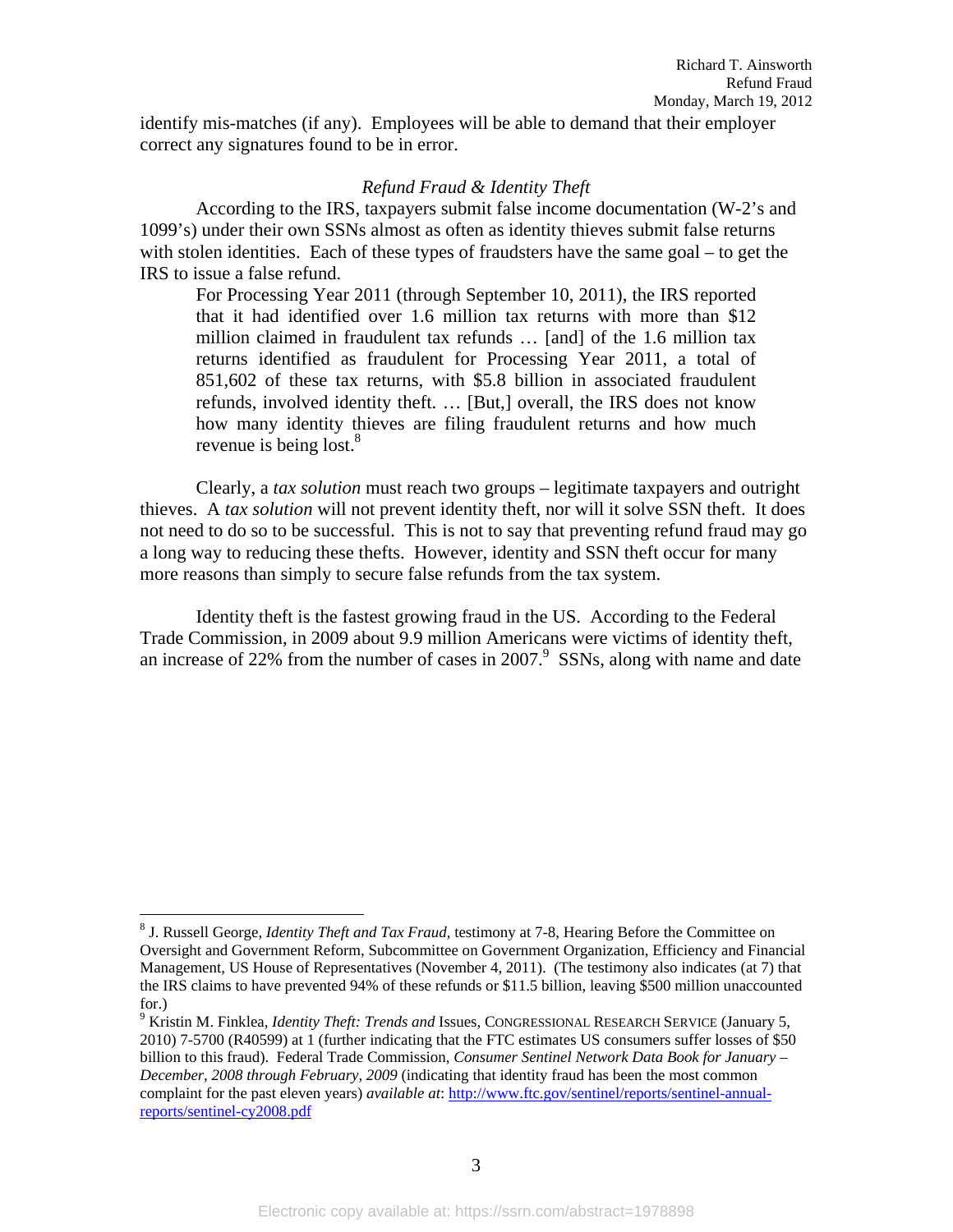identify mis-matches (if any). Employees will be able to demand that their employer correct any signatures found to be in error.

*Refund Fraud & Identity Theft*

According to the IRS, taxpayers submit false income documentation (W-2's and 1099's) under their own SSNs almost as often as identity thieves submit false returns with stolen identities. Each of these types of fraudsters have the same goal – to get the IRS to issue a false refund.

> For Processing Year 2011 (through September 10, 2011), the IRS reported that it had identified over 1.6 million tax returns with more than $12 million claimed in fraudulent tax refunds … [and] of the 1.6 million tax returns identified as fraudulent for Processing Year 2011, a total of 851,602 of these tax returns, with $5.8 billion in associated fraudulent refunds, involved identity theft. … [But,] overall, the IRS does not know how many identity thieves are filing fraudulent returns and how much revenue is being lost.[8]

Clearly, a *tax solution* must reach two groups – legitimate taxpayers and outright thieves. A *tax solution* will not prevent identity theft, nor will it solve SSN theft. It does not need to do so to be successful. This is not to say that preventing refund fraud may go a long way to reducing these thefts. However, identity and SSN theft occur for many more reasons than simply to secure false refunds from the tax system.

Identity theft is the fastest growing fraud in the US. According to the Federal Trade Commission, in 2009 about 9.9 million Americans were victims of identity theft, an increase of 22% from the number of cases in 2007.[9] SSNs, along with name and date

---

[8] J. Russell George, *Identity Theft and Tax Fraud*, testimony at 7-8, Hearing Before the Committee on Oversight and Government Reform, Subcommittee on Government Organization, Efficiency and Financial Management, US House of Representatives (November 4, 2011). (The testimony also indicates (at 7) that the IRS claims to have prevented 94% of these refunds or $11.5 billion, leaving $500 million unaccounted for.)

[9] Kristin M. Finklea, *Identity Theft: Trends and* Issues, CONGRESSIONAL RESEARCH SERVICE (January 5, 2010) 7-5700 (R40599) at 1 (further indicating that the FTC estimates US consumers suffer losses of $50 billion to this fraud). Federal Trade Commission, *Consumer Sentinel Network Data Book for January – December, 2008 through February, 2009* (indicating that identity fraud has been the most common complaint for the past eleven years) *available at*: http://www.ftc.gov/sentinel/reports/sentinel-annual-reports/sentinel-cy2008.pdf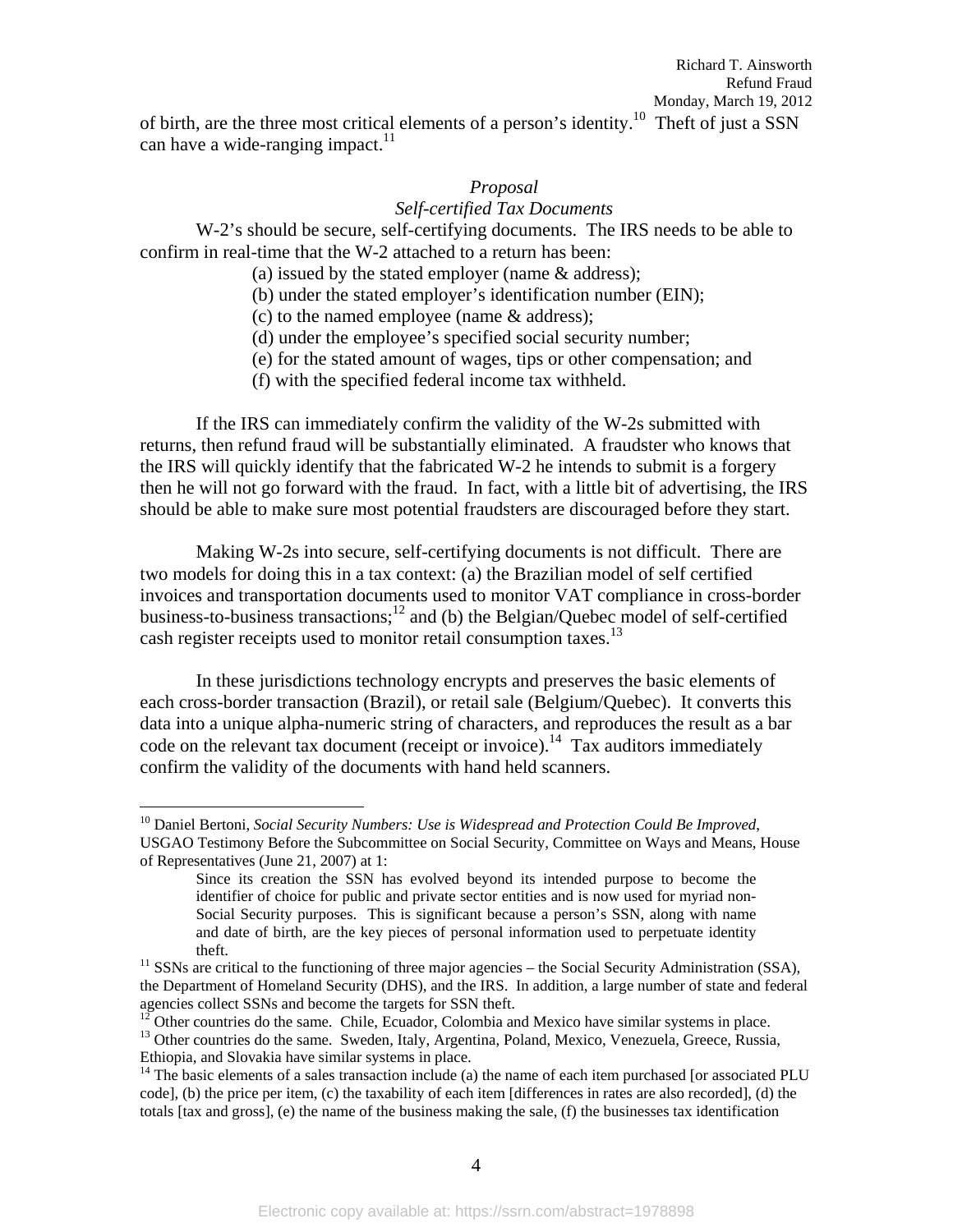of birth, are the three most critical elements of a person's identity.[10] Theft of just a SSN can have a wide-ranging impact.[11]

*Proposal*
*Self-certified Tax Documents*

W-2's should be secure, self-certifying documents. The IRS needs to be able to confirm in real-time that the W-2 attached to a return has been:

(a) issued by the stated employer (name & address);
(b) under the stated employer's identification number (EIN);
(c) to the named employee (name & address);
(d) under the employee's specified social security number;
(e) for the stated amount of wages, tips or other compensation; and
(f) with the specified federal income tax withheld.

If the IRS can immediately confirm the validity of the W-2s submitted with returns, then refund fraud will be substantially eliminated. A fraudster who knows that the IRS will quickly identify that the fabricated W-2 he intends to submit is a forgery then he will not go forward with the fraud. In fact, with a little bit of advertising, the IRS should be able to make sure most potential fraudsters are discouraged before they start.

Making W-2s into secure, self-certifying documents is not difficult. There are two models for doing this in a tax context: (a) the Brazilian model of self certified invoices and transportation documents used to monitor VAT compliance in cross-border business-to-business transactions;[12] and (b) the Belgian/Quebec model of self-certified cash register receipts used to monitor retail consumption taxes.[13]

In these jurisdictions technology encrypts and preserves the basic elements of each cross-border transaction (Brazil), or retail sale (Belgium/Quebec). It converts this data into a unique alpha-numeric string of characters, and reproduces the result as a bar code on the relevant tax document (receipt or invoice).[14] Tax auditors immediately confirm the validity of the documents with hand held scanners.

---

[10] Daniel Bertoni, *Social Security Numbers: Use is Widespread and Protection Could Be Improved*, USGAO Testimony Before the Subcommittee on Social Security, Committee on Ways and Means, House of Representatives (June 21, 2007) at 1:

> Since its creation the SSN has evolved beyond its intended purpose to become the identifier of choice for public and private sector entities and is now used for myriad non-Social Security purposes. This is significant because a person's SSN, along with name and date of birth, are the key pieces of personal information used to perpetuate identity theft.

[11] SSNs are critical to the functioning of three major agencies – the Social Security Administration (SSA), the Department of Homeland Security (DHS), and the IRS. In addition, a large number of state and federal agencies collect SSNs and become the targets for SSN theft.

[12] Other countries do the same. Chile, Ecuador, Colombia and Mexico have similar systems in place.

[13] Other countries do the same. Sweden, Italy, Argentina, Poland, Mexico, Venezuela, Greece, Russia, Ethiopia, and Slovakia have similar systems in place.

[14] The basic elements of a sales transaction include (a) the name of each item purchased [or associated PLU code], (b) the price per item, (c) the taxability of each item [differences in rates are also recorded], (d) the totals [tax and gross], (e) the name of the business making the sale, (f) the businesses tax identification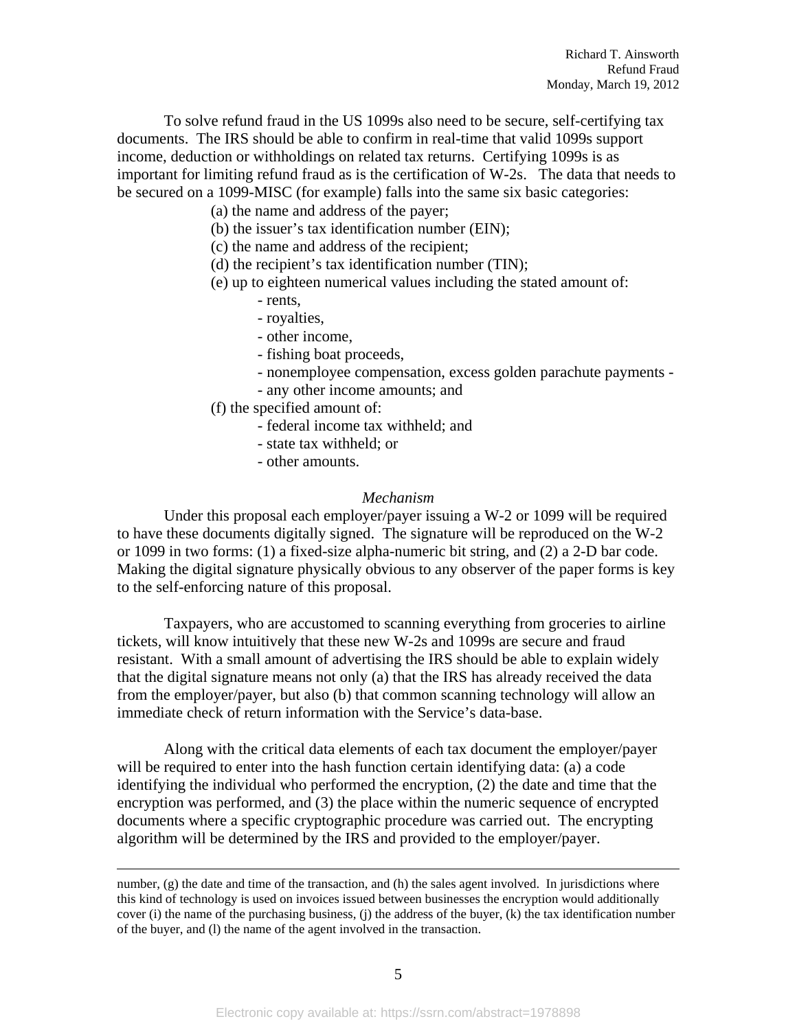To solve refund fraud in the US 1099s also need to be secure, self-certifying tax documents. The IRS should be able to confirm in real-time that valid 1099s support income, deduction or withholdings on related tax returns. Certifying 1099s is as important for limiting refund fraud as is the certification of W-2s. The data that needs to be secured on a 1099-MISC (for example) falls into the same six basic categories:

(a) the name and address of the payer;
(b) the issuer's tax identification number (EIN);
(c) the name and address of the recipient;
(d) the recipient's tax identification number (TIN);
(e) up to eighteen numerical values including the stated amount of:
- rents,
- royalties,
- other income,
- fishing boat proceeds,
- nonemployee compensation, excess golden parachute payments -
- any other income amounts; and

(f) the specified amount of:
- federal income tax withheld; and
- state tax withheld; or
- other amounts.

*Mechanism*

Under this proposal each employer/payer issuing a W-2 or 1099 will be required to have these documents digitally signed. The signature will be reproduced on the W-2 or 1099 in two forms: (1) a fixed-size alpha-numeric bit string, and (2) a 2-D bar code. Making the digital signature physically obvious to any observer of the paper forms is key to the self-enforcing nature of this proposal.

Taxpayers, who are accustomed to scanning everything from groceries to airline tickets, will know intuitively that these new W-2s and 1099s are secure and fraud resistant. With a small amount of advertising the IRS should be able to explain widely that the digital signature means not only (a) that the IRS has already received the data from the employer/payer, but also (b) that common scanning technology will allow an immediate check of return information with the Service's data-base.

Along with the critical data elements of each tax document the employer/payer will be required to enter into the hash function certain identifying data: (a) a code identifying the individual who performed the encryption, (2) the date and time that the encryption was performed, and (3) the place within the numeric sequence of encrypted documents where a specific cryptographic procedure was carried out. The encrypting algorithm will be determined by the IRS and provided to the employer/payer.

---

number, (g) the date and time of the transaction, and (h) the sales agent involved. In jurisdictions where this kind of technology is used on invoices issued between businesses the encryption would additionally cover (i) the name of the purchasing business, (j) the address of the buyer, (k) the tax identification number of the buyer, and (l) the name of the agent involved in the transaction.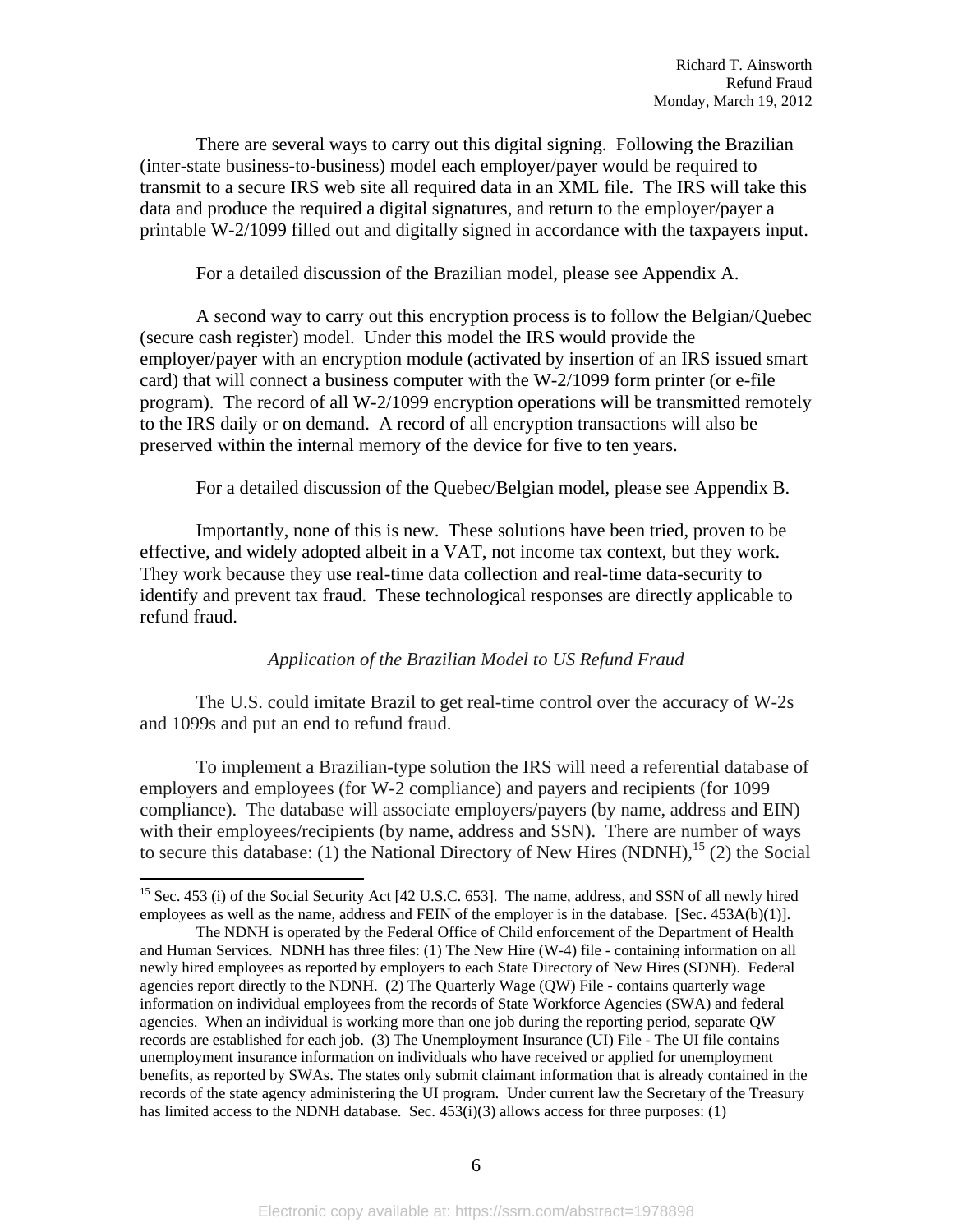There are several ways to carry out this digital signing. Following the Brazilian (inter-state business-to-business) model each employer/payer would be required to transmit to a secure IRS web site all required data in an XML file. The IRS will take this data and produce the required a digital signatures, and return to the employer/payer a printable W-2/1099 filled out and digitally signed in accordance with the taxpayers input.

For a detailed discussion of the Brazilian model, please see Appendix A.

A second way to carry out this encryption process is to follow the Belgian/Quebec (secure cash register) model. Under this model the IRS would provide the employer/payer with an encryption module (activated by insertion of an IRS issued smart card) that will connect a business computer with the W-2/1099 form printer (or e-file program). The record of all W-2/1099 encryption operations will be transmitted remotely to the IRS daily or on demand. A record of all encryption transactions will also be preserved within the internal memory of the device for five to ten years.

For a detailed discussion of the Quebec/Belgian model, please see Appendix B.

Importantly, none of this is new. These solutions have been tried, proven to be effective, and widely adopted albeit in a VAT, not income tax context, but they work. They work because they use real-time data collection and real-time data-security to identify and prevent tax fraud. These technological responses are directly applicable to refund fraud.

*Application of the Brazilian Model to US Refund Fraud*

The U.S. could imitate Brazil to get real-time control over the accuracy of W-2s and 1099s and put an end to refund fraud.

To implement a Brazilian-type solution the IRS will need a referential database of employers and employees (for W-2 compliance) and payers and recipients (for 1099 compliance). The database will associate employers/payers (by name, address and EIN) with their employees/recipients (by name, address and SSN). There are number of ways to secure this database: (1) the National Directory of New Hires (NDNH),[15] (2) the Social

---

[15] Sec. 453 (i) of the Social Security Act [42 U.S.C. 653]. The name, address, and SSN of all newly hired employees as well as the name, address and FEIN of the employer is in the database. [Sec. 453A(b)(1)].

The NDNH is operated by the Federal Office of Child enforcement of the Department of Health and Human Services. NDNH has three files: (1) The New Hire (W-4) file - containing information on all newly hired employees as reported by employers to each State Directory of New Hires (SDNH). Federal agencies report directly to the NDNH. (2) The Quarterly Wage (QW) File - contains quarterly wage information on individual employees from the records of State Workforce Agencies (SWA) and federal agencies. When an individual is working more than one job during the reporting period, separate QW records are established for each job. (3) The Unemployment Insurance (UI) File - The UI file contains unemployment insurance information on individuals who have received or applied for unemployment benefits, as reported by SWAs. The states only submit claimant information that is already contained in the records of the state agency administering the UI program. Under current law the Secretary of the Treasury has limited access to the NDNH database. Sec. 453(i)(3) allows access for three purposes: (1)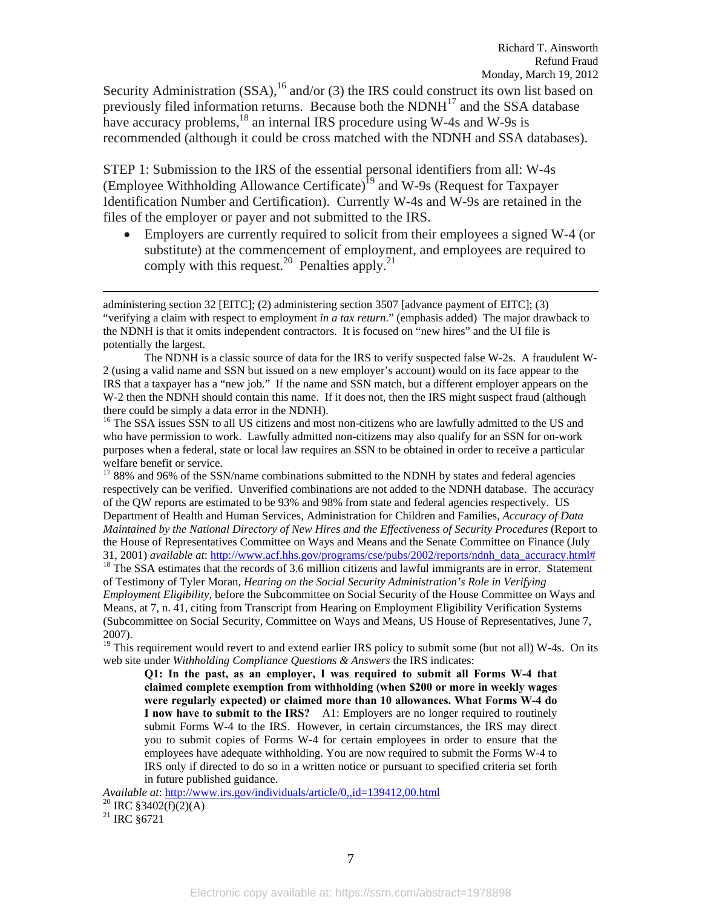Security Administration (SSA),[16] and/or (3) the IRS could construct its own list based on previously filed information returns. Because both the NDNH[17] and the SSA database have accuracy problems,[18] an internal IRS procedure using W-4s and W-9s is recommended (although it could be cross matched with the NDNH and SSA databases).

STEP 1: Submission to the IRS of the essential personal identifiers from all: W-4s (Employee Withholding Allowance Certificate)[19] and W-9s (Request for Taxpayer Identification Number and Certification). Currently W-4s and W-9s are retained in the files of the employer or payer and not submitted to the IRS.

- Employers are currently required to solicit from their employees a signed W-4 (or substitute) at the commencement of employment, and employees are required to comply with this request.[20] Penalties apply.[21]

---

administering section 32 [EITC]; (2) administering section 3507 [advance payment of EITC]; (3) "verifying a claim with respect to employment *in a tax return*." (emphasis added) The major drawback to the NDNH is that it omits independent contractors. It is focused on "new hires" and the UI file is potentially the largest.

The NDNH is a classic source of data for the IRS to verify suspected false W-2s. A fraudulent W-2 (using a valid name and SSN but issued on a new employer's account) would on its face appear to the IRS that a taxpayer has a "new job." If the name and SSN match, but a different employer appears on the W-2 then the NDNH should contain this name. If it does not, then the IRS might suspect fraud (although there could be simply a data error in the NDNH).

[16] The SSA issues SSN to all US citizens and most non-citizens who are lawfully admitted to the US and who have permission to work. Lawfully admitted non-citizens may also qualify for an SSN for on-work purposes when a federal, state or local law requires an SSN to be obtained in order to receive a particular welfare benefit or service.

[17] 88% and 96% of the SSN/name combinations submitted to the NDNH by states and federal agencies respectively can be verified. Unverified combinations are not added to the NDNH database. The accuracy of the QW reports are estimated to be 93% and 98% from state and federal agencies respectively. US Department of Health and Human Services, Administration for Children and Families, *Accuracy of Data Maintained by the National Directory of New Hires and the Effectiveness of Security Procedures* (Report to the House of Representatives Committee on Ways and Means and the Senate Committee on Finance (July 31, 2001) *available at*: http://www.acf.hhs.gov/programs/cse/pubs/2002/reports/ndnh_data_accuracy.html#

[18] The SSA estimates that the records of 3.6 million citizens and lawful immigrants are in error. Statement of Testimony of Tyler Moran, *Hearing on the Social Security Administration's Role in Verifying Employment Eligibility*, before the Subcommittee on Social Security of the House Committee on Ways and Means, at 7, n. 41, citing from Transcript from Hearing on Employment Eligibility Verification Systems (Subcommittee on Social Security, Committee on Ways and Means, US House of Representatives, June 7, 2007).

[19] This requirement would revert to and extend earlier IRS policy to submit some (but not all) W-4s. On its web site under *Withholding Compliance Questions & Answers* the IRS indicates:

> **Q1: In the past, as an employer, I was required to submit all Forms W-4 that claimed complete exemption from withholding (when $200 or more in weekly wages were regularly expected) or claimed more than 10 allowances. What Forms W-4 do I now have to submit to the IRS?** A1: Employers are no longer required to routinely submit Forms W-4 to the IRS. However, in certain circumstances, the IRS may direct you to submit copies of Forms W-4 for certain employees in order to ensure that the employees have adequate withholding. You are now required to submit the Forms W-4 to IRS only if directed to do so in a written notice or pursuant to specified criteria set forth in future published guidance.

*Available at*: http://www.irs.gov/individuals/article/0,,id=139412,00.html

[20] IRC §3402(f)(2)(A)

[21] IRC §6721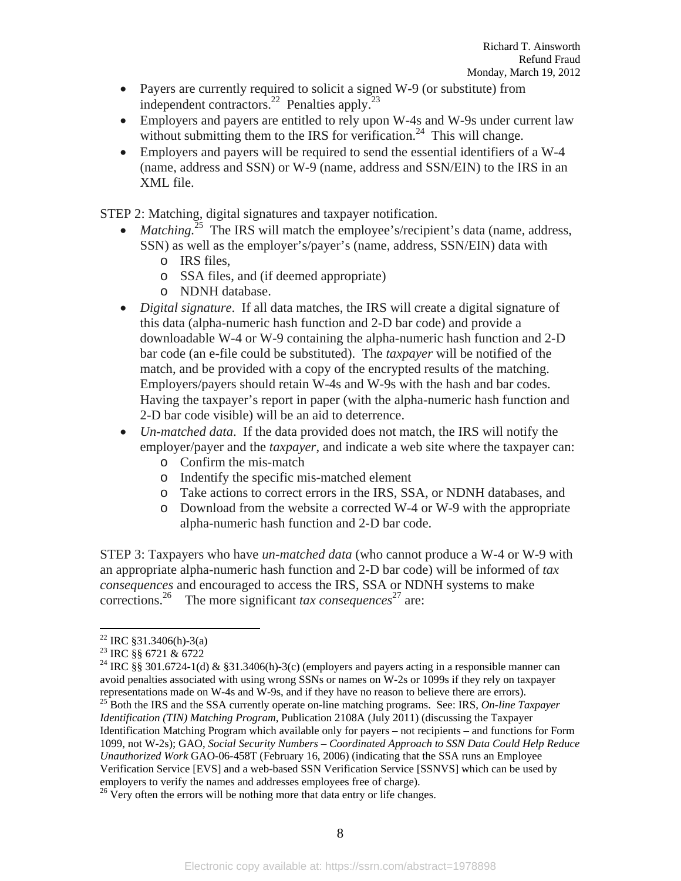- Payers are currently required to solicit a signed W-9 (or substitute) from independent contractors.[22] Penalties apply.[23]
- Employers and payers are entitled to rely upon W-4s and W-9s under current law without submitting them to the IRS for verification.[24] This will change.
- Employers and payers will be required to send the essential identifiers of a W-4 (name, address and SSN) or W-9 (name, address and SSN/EIN) to the IRS in an XML file.

STEP 2: Matching, digital signatures and taxpayer notification.

- *Matching.*[25] The IRS will match the employee's/recipient's data (name, address, SSN) as well as the employer's/payer's (name, address, SSN/EIN) data with
  - IRS files,
  - SSA files, and (if deemed appropriate)
  - NDNH database.
- *Digital signature*. If all data matches, the IRS will create a digital signature of this data (alpha-numeric hash function and 2-D bar code) and provide a downloadable W-4 or W-9 containing the alpha-numeric hash function and 2-D bar code (an e-file could be substituted). The *taxpayer* will be notified of the match, and be provided with a copy of the encrypted results of the matching. Employers/payers should retain W-4s and W-9s with the hash and bar codes. Having the taxpayer's report in paper (with the alpha-numeric hash function and 2-D bar code visible) will be an aid to deterrence.
- *Un-matched data*. If the data provided does not match, the IRS will notify the employer/payer and the *taxpayer*, and indicate a web site where the taxpayer can:
  - Confirm the mis-match
  - Indentify the specific mis-matched element
  - Take actions to correct errors in the IRS, SSA, or NDNH databases, and
  - Download from the website a corrected W-4 or W-9 with the appropriate alpha-numeric hash function and 2-D bar code.

STEP 3: Taxpayers who have *un-matched data* (who cannot produce a W-4 or W-9 with an appropriate alpha-numeric hash function and 2-D bar code) will be informed of *tax consequences* and encouraged to access the IRS, SSA or NDNH systems to make corrections.[26] The more significant *tax consequences*[27] are:

---

[22] IRC §31.3406(h)-3(a)

[23] IRC §§ 6721 & 6722

[24] IRC §§ 301.6724-1(d) & §31.3406(h)-3(c) (employers and payers acting in a responsible manner can avoid penalties associated with using wrong SSNs or names on W-2s or 1099s if they rely on taxpayer representations made on W-4s and W-9s, and if they have no reason to believe there are errors).

[25] Both the IRS and the SSA currently operate on-line matching programs. See: IRS, *On-line Taxpayer Identification (TIN) Matching Program*, Publication 2108A (July 2011) (discussing the Taxpayer Identification Matching Program which available only for payers – not recipients – and functions for Form 1099, not W-2s); GAO, *Social Security Numbers – Coordinated Approach to SSN Data Could Help Reduce Unauthorized Work* GAO-06-458T (February 16, 2006) (indicating that the SSA runs an Employee Verification Service [EVS] and a web-based SSN Verification Service [SSNVS] which can be used by employers to verify the names and addresses employees free of charge).

[26] Very often the errors will be nothing more that data entry or life changes.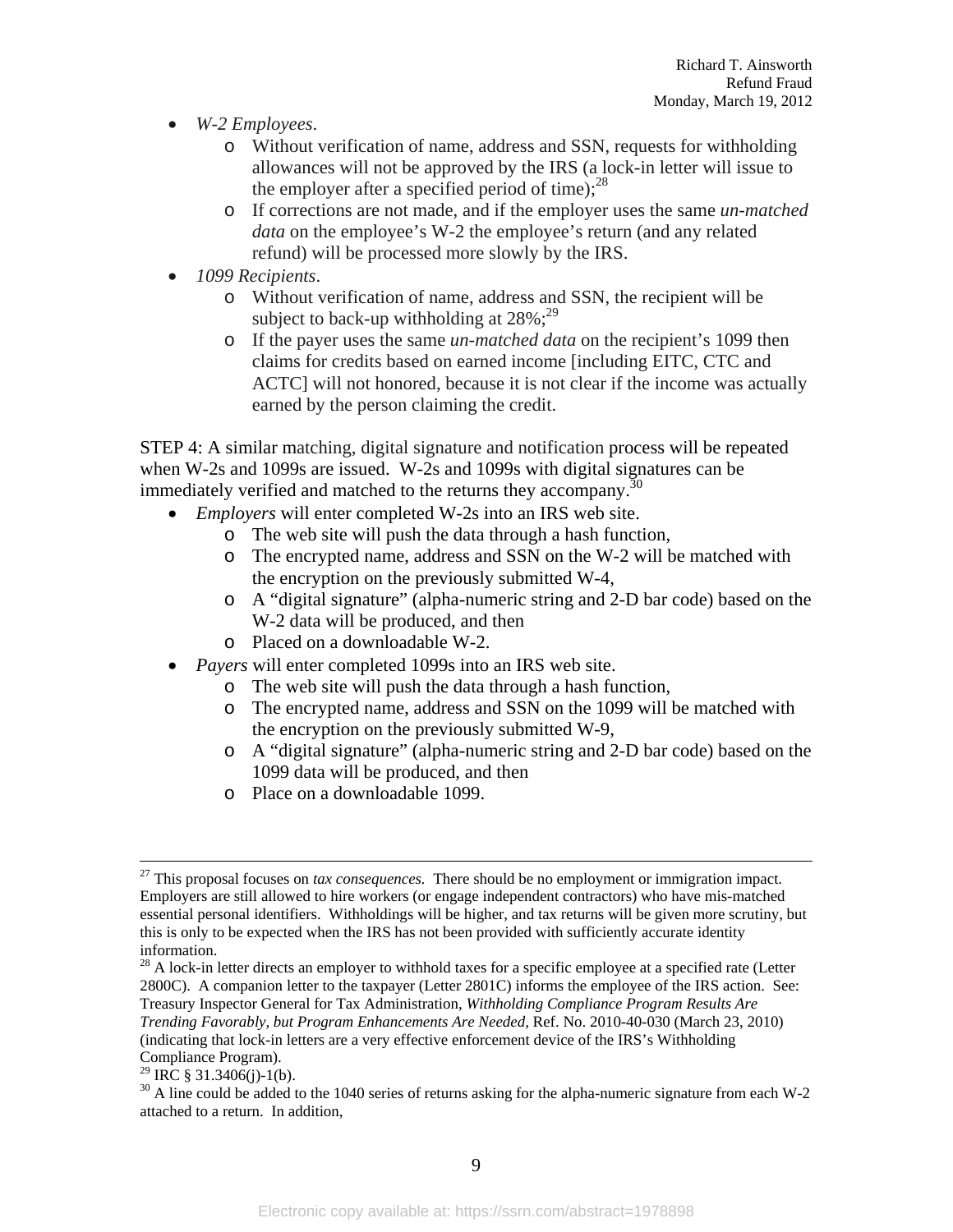- *W-2 Employees*.
  - Without verification of name, address and SSN, requests for withholding allowances will not be approved by the IRS (a lock-in letter will issue to the employer after a specified period of time);[28]
  - If corrections are not made, and if the employer uses the same *un-matched data* on the employee's W-2 the employee's return (and any related refund) will be processed more slowly by the IRS.
- *1099 Recipients*.
  - Without verification of name, address and SSN, the recipient will be subject to back-up withholding at 28%;[29]
  - If the payer uses the same *un-matched data* on the recipient's 1099 then claims for credits based on earned income [including EITC, CTC and ACTC] will not honored, because it is not clear if the income was actually earned by the person claiming the credit.

STEP 4: A similar matching, digital signature and notification process will be repeated when W-2s and 1099s are issued. W-2s and 1099s with digital signatures can be immediately verified and matched to the returns they accompany.[30]

- *Employers* will enter completed W-2s into an IRS web site.
  - The web site will push the data through a hash function,
  - The encrypted name, address and SSN on the W-2 will be matched with the encryption on the previously submitted W-4,
  - A "digital signature" (alpha-numeric string and 2-D bar code) based on the W-2 data will be produced, and then
  - Placed on a downloadable W-2.
- *Payers* will enter completed 1099s into an IRS web site.
  - The web site will push the data through a hash function,
  - The encrypted name, address and SSN on the 1099 will be matched with the encryption on the previously submitted W-9,
  - A "digital signature" (alpha-numeric string and 2-D bar code) based on the 1099 data will be produced, and then
  - Place on a downloadable 1099.

---

[27] This proposal focuses on *tax consequences.* There should be no employment or immigration impact. Employers are still allowed to hire workers (or engage independent contractors) who have mis-matched essential personal identifiers. Withholdings will be higher, and tax returns will be given more scrutiny, but this is only to be expected when the IRS has not been provided with sufficiently accurate identity information.

[28] A lock-in letter directs an employer to withhold taxes for a specific employee at a specified rate (Letter 2800C). A companion letter to the taxpayer (Letter 2801C) informs the employee of the IRS action. See: Treasury Inspector General for Tax Administration, *Withholding Compliance Program Results Are Trending Favorably, but Program Enhancements Are Needed*, Ref. No. 2010-40-030 (March 23, 2010) (indicating that lock-in letters are a very effective enforcement device of the IRS's Withholding Compliance Program).

[29] IRC § 31.3406(j)-1(b).

[30] A line could be added to the 1040 series of returns asking for the alpha-numeric signature from each W-2 attached to a return. In addition,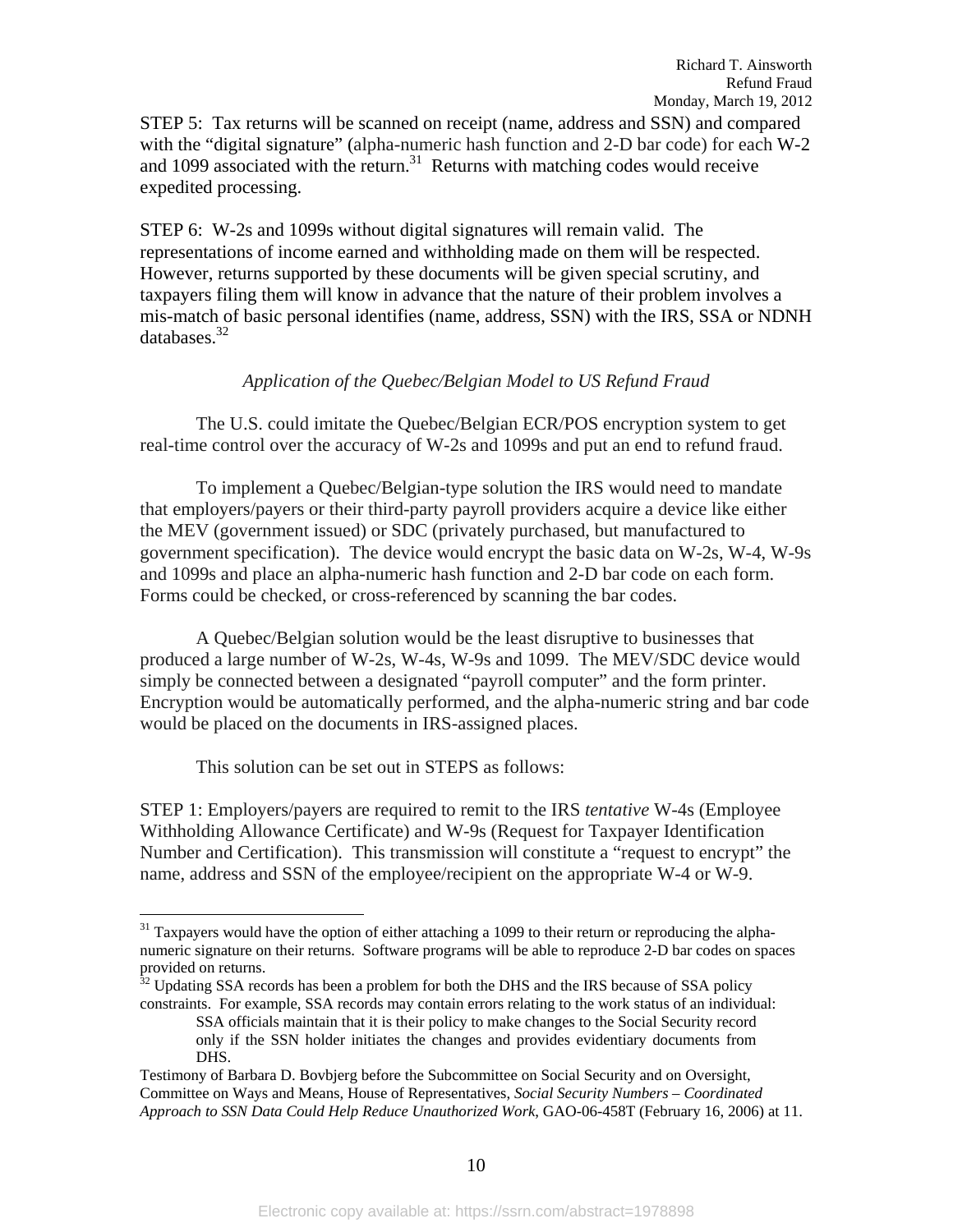STEP 5: Tax returns will be scanned on receipt (name, address and SSN) and compared with the "digital signature" (alpha-numeric hash function and 2-D bar code) for each W-2 and 1099 associated with the return.[31] Returns with matching codes would receive expedited processing.

STEP 6: W-2s and 1099s without digital signatures will remain valid. The representations of income earned and withholding made on them will be respected. However, returns supported by these documents will be given special scrutiny, and taxpayers filing them will know in advance that the nature of their problem involves a mis-match of basic personal identifies (name, address, SSN) with the IRS, SSA or NDNH databases.[32]

*Application of the Quebec/Belgian Model to US Refund Fraud*

The U.S. could imitate the Quebec/Belgian ECR/POS encryption system to get real-time control over the accuracy of W-2s and 1099s and put an end to refund fraud.

To implement a Quebec/Belgian-type solution the IRS would need to mandate that employers/payers or their third-party payroll providers acquire a device like either the MEV (government issued) or SDC (privately purchased, but manufactured to government specification). The device would encrypt the basic data on W-2s, W-4, W-9s and 1099s and place an alpha-numeric hash function and 2-D bar code on each form. Forms could be checked, or cross-referenced by scanning the bar codes.

A Quebec/Belgian solution would be the least disruptive to businesses that produced a large number of W-2s, W-4s, W-9s and 1099. The MEV/SDC device would simply be connected between a designated "payroll computer" and the form printer. Encryption would be automatically performed, and the alpha-numeric string and bar code would be placed on the documents in IRS-assigned places.

This solution can be set out in STEPS as follows:

STEP 1: Employers/payers are required to remit to the IRS *tentative* W-4s (Employee Withholding Allowance Certificate) and W-9s (Request for Taxpayer Identification Number and Certification). This transmission will constitute a "request to encrypt" the name, address and SSN of the employee/recipient on the appropriate W-4 or W-9.

---

[31] Taxpayers would have the option of either attaching a 1099 to their return or reproducing the alpha-numeric signature on their returns. Software programs will be able to reproduce 2-D bar codes on spaces provided on returns.

[32] Updating SSA records has been a problem for both the DHS and the IRS because of SSA policy constraints. For example, SSA records may contain errors relating to the work status of an individual:

> SSA officials maintain that it is their policy to make changes to the Social Security record only if the SSN holder initiates the changes and provides evidentiary documents from DHS.

Testimony of Barbara D. Bovbjerg before the Subcommittee on Social Security and on Oversight, Committee on Ways and Means, House of Representatives, *Social Security Numbers – Coordinated Approach to SSN Data Could Help Reduce Unauthorized Work*, GAO-06-458T (February 16, 2006) at 11.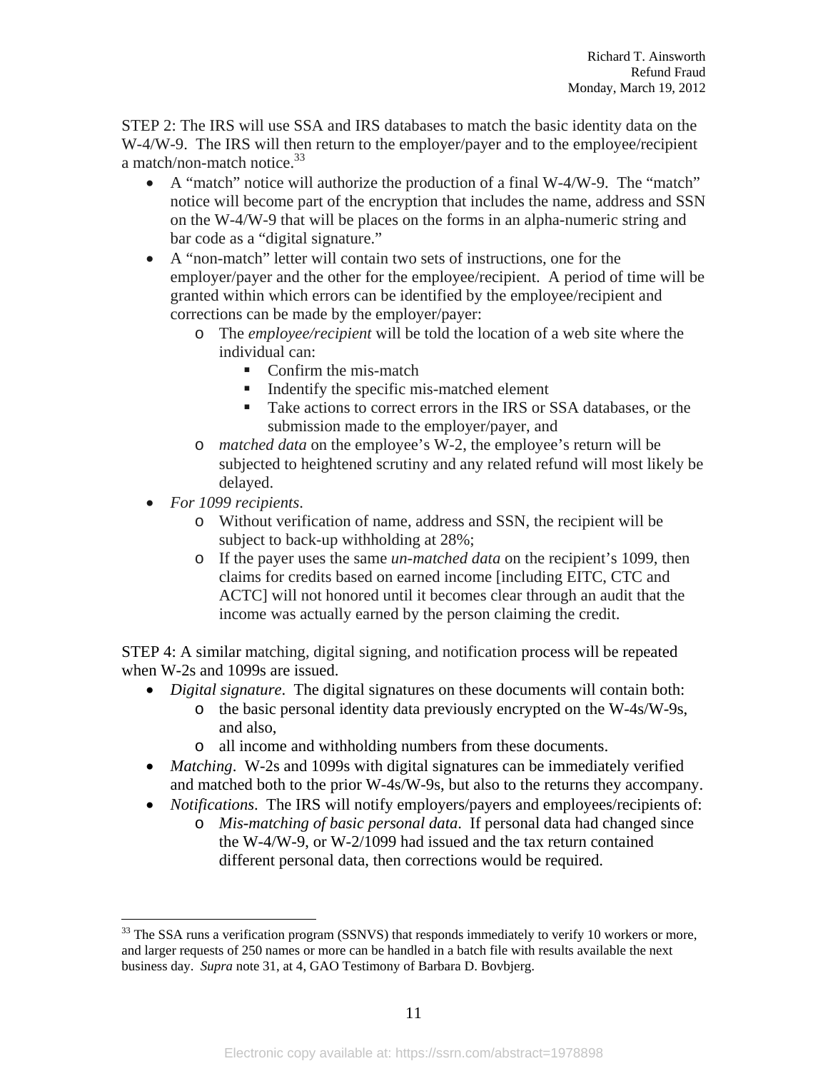STEP 2: The IRS will use SSA and IRS databases to match the basic identity data on the W-4/W-9. The IRS will then return to the employer/payer and to the employee/recipient a match/non-match notice.[33]

- A "match" notice will authorize the production of a final W-4/W-9. The "match" notice will become part of the encryption that includes the name, address and SSN on the W-4/W-9 that will be places on the forms in an alpha-numeric string and bar code as a "digital signature."
- A "non-match" letter will contain two sets of instructions, one for the employer/payer and the other for the employee/recipient. A period of time will be granted within which errors can be identified by the employee/recipient and corrections can be made by the employer/payer:
  - The *employee/recipient* will be told the location of a web site where the individual can:
    - Confirm the mis-match
    - Indentify the specific mis-matched element
    - Take actions to correct errors in the IRS or SSA databases, or the submission made to the employer/payer, and
  - *matched data* on the employee's W-2, the employee's return will be subjected to heightened scrutiny and any related refund will most likely be delayed.
- *For 1099 recipients*.
  - Without verification of name, address and SSN, the recipient will be subject to back-up withholding at 28%;
  - If the payer uses the same *un-matched data* on the recipient's 1099, then claims for credits based on earned income [including EITC, CTC and ACTC] will not honored until it becomes clear through an audit that the income was actually earned by the person claiming the credit.

STEP 4: A similar matching, digital signing, and notification process will be repeated when W-2s and 1099s are issued.

- *Digital signature*. The digital signatures on these documents will contain both:
  - the basic personal identity data previously encrypted on the W-4s/W-9s, and also,
  - all income and withholding numbers from these documents.
- *Matching*. W-2s and 1099s with digital signatures can be immediately verified and matched both to the prior W-4s/W-9s, but also to the returns they accompany.
- *Notifications*. The IRS will notify employers/payers and employees/recipients of:
  - *Mis-matching of basic personal data*. If personal data had changed since the W-4/W-9, or W-2/1099 had issued and the tax return contained different personal data, then corrections would be required.

[33] The SSA runs a verification program (SSNVS) that responds immediately to verify 10 workers or more, and larger requests of 250 names or more can be handled in a batch file with results available the next business day. *Supra* note 31, at 4, GAO Testimony of Barbara D. Bovbjerg.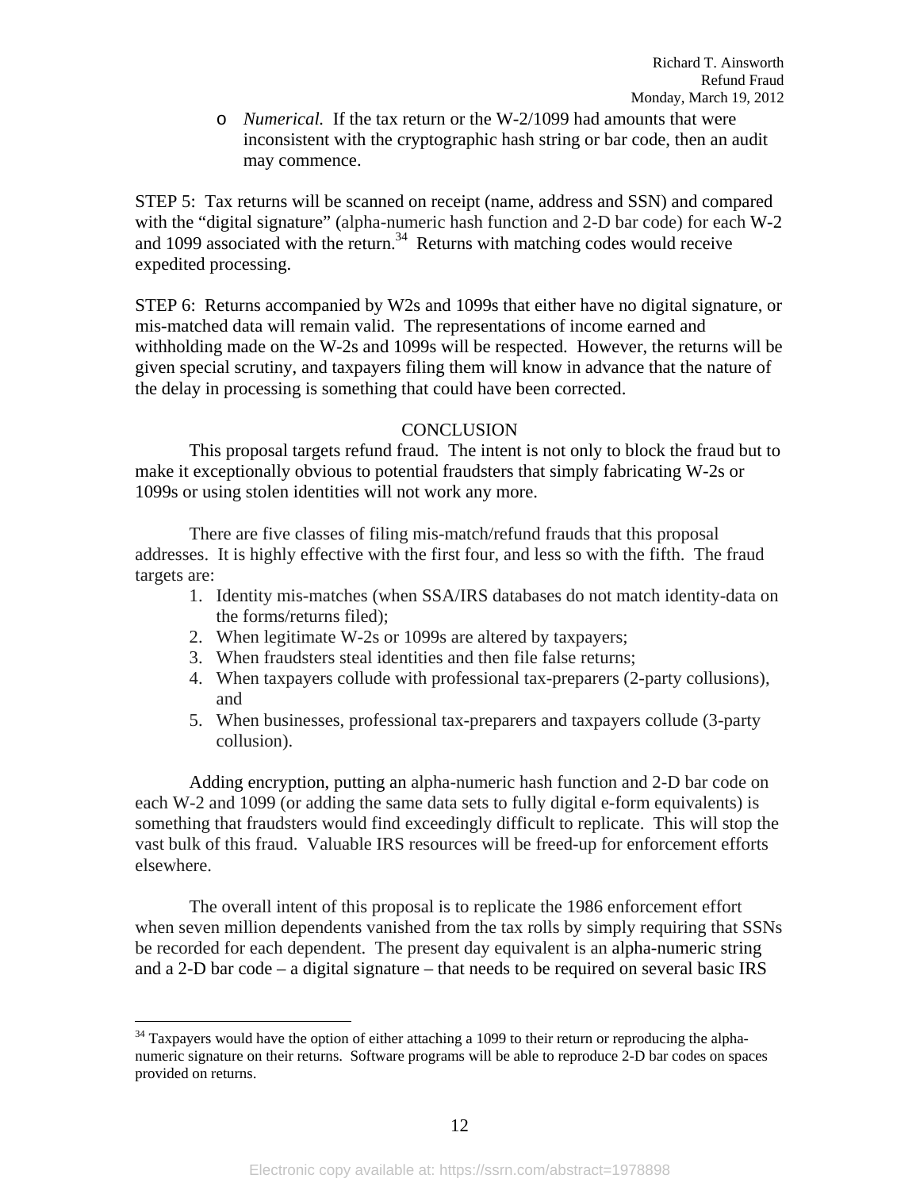- *Numerical.* If the tax return or the W-2/1099 had amounts that were inconsistent with the cryptographic hash string or bar code, then an audit may commence.

STEP 5: Tax returns will be scanned on receipt (name, address and SSN) and compared with the "digital signature" (alpha-numeric hash function and 2-D bar code) for each W-2 and 1099 associated with the return.[34] Returns with matching codes would receive expedited processing.

STEP 6: Returns accompanied by W2s and 1099s that either have no digital signature, or mis-matched data will remain valid. The representations of income earned and withholding made on the W-2s and 1099s will be respected. However, the returns will be given special scrutiny, and taxpayers filing them will know in advance that the nature of the delay in processing is something that could have been corrected.

## CONCLUSION

This proposal targets refund fraud. The intent is not only to block the fraud but to make it exceptionally obvious to potential fraudsters that simply fabricating W-2s or 1099s or using stolen identities will not work any more.

There are five classes of filing mis-match/refund frauds that this proposal addresses. It is highly effective with the first four, and less so with the fifth. The fraud targets are:

1. Identity mis-matches (when SSA/IRS databases do not match identity-data on the forms/returns filed);
2. When legitimate W-2s or 1099s are altered by taxpayers;
3. When fraudsters steal identities and then file false returns;
4. When taxpayers collude with professional tax-preparers (2-party collusions), and
5. When businesses, professional tax-preparers and taxpayers collude (3-party collusion).

Adding encryption, putting an alpha-numeric hash function and 2-D bar code on each W-2 and 1099 (or adding the same data sets to fully digital e-form equivalents) is something that fraudsters would find exceedingly difficult to replicate. This will stop the vast bulk of this fraud. Valuable IRS resources will be freed-up for enforcement efforts elsewhere.

The overall intent of this proposal is to replicate the 1986 enforcement effort when seven million dependents vanished from the tax rolls by simply requiring that SSNs be recorded for each dependent. The present day equivalent is an alpha-numeric string and a 2-D bar code – a digital signature – that needs to be required on several basic IRS

[34] Taxpayers would have the option of either attaching a 1099 to their return or reproducing the alpha-numeric signature on their returns. Software programs will be able to reproduce 2-D bar codes on spaces provided on returns.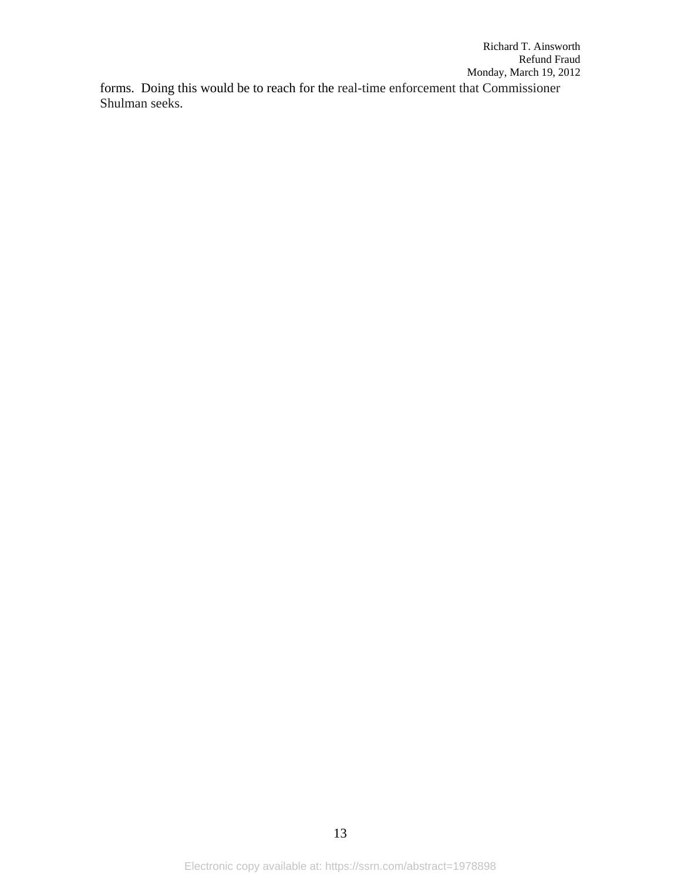forms. Doing this would be to reach for the real-time enforcement that Commissioner Shulman seeks.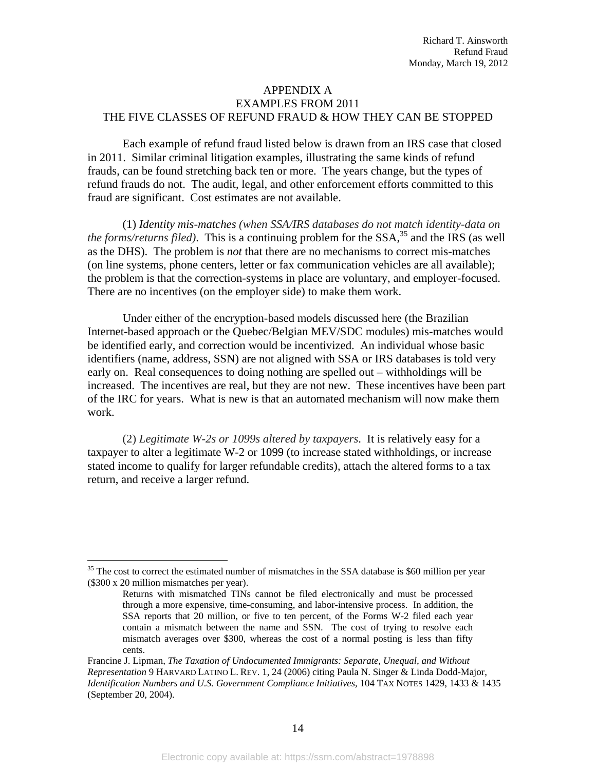## APPENDIX A
## EXAMPLES FROM 2011
## THE FIVE CLASSES OF REFUND FRAUD & HOW THEY CAN BE STOPPED

Each example of refund fraud listed below is drawn from an IRS case that closed in 2011. Similar criminal litigation examples, illustrating the same kinds of refund frauds, can be found stretching back ten or more. The years change, but the types of refund frauds do not. The audit, legal, and other enforcement efforts committed to this fraud are significant. Cost estimates are not available.

(1) *Identity mis-matches (when SSA/IRS databases do not match identity-data on the forms/returns filed)*. This is a continuing problem for the SSA,[35] and the IRS (as well as the DHS). The problem is *not* that there are no mechanisms to correct mis-matches (on line systems, phone centers, letter or fax communication vehicles are all available); the problem is that the correction-systems in place are voluntary, and employer-focused. There are no incentives (on the employer side) to make them work.

Under either of the encryption-based models discussed here (the Brazilian Internet-based approach or the Quebec/Belgian MEV/SDC modules) mis-matches would be identified early, and correction would be incentivized. An individual whose basic identifiers (name, address, SSN) are not aligned with SSA or IRS databases is told very early on. Real consequences to doing nothing are spelled out – withholdings will be increased. The incentives are real, but they are not new. These incentives have been part of the IRC for years. What is new is that an automated mechanism will now make them work.

(2) *Legitimate W-2s or 1099s altered by taxpayers*. It is relatively easy for a taxpayer to alter a legitimate W-2 or 1099 (to increase stated withholdings, or increase stated income to qualify for larger refundable credits), attach the altered forms to a tax return, and receive a larger refund.

---

[35] The cost to correct the estimated number of mismatches in the SSA database is $60 million per year ($300 x 20 million mismatches per year).

> Returns with mismatched TINs cannot be filed electronically and must be processed through a more expensive, time-consuming, and labor-intensive process. In addition, the SSA reports that 20 million, or five to ten percent, of the Forms W-2 filed each year contain a mismatch between the name and SSN. The cost of trying to resolve each mismatch averages over $300, whereas the cost of a normal posting is less than fifty cents.

Francine J. Lipman, *The Taxation of Undocumented Immigrants: Separate, Unequal, and Without Representation* 9 HARVARD LATINO L. REV. 1, 24 (2006) citing Paula N. Singer & Linda Dodd-Major, *Identification Numbers and U.S. Government Compliance Initiatives,* 104 TAX NOTES 1429, 1433 & 1435 (September 20, 2004).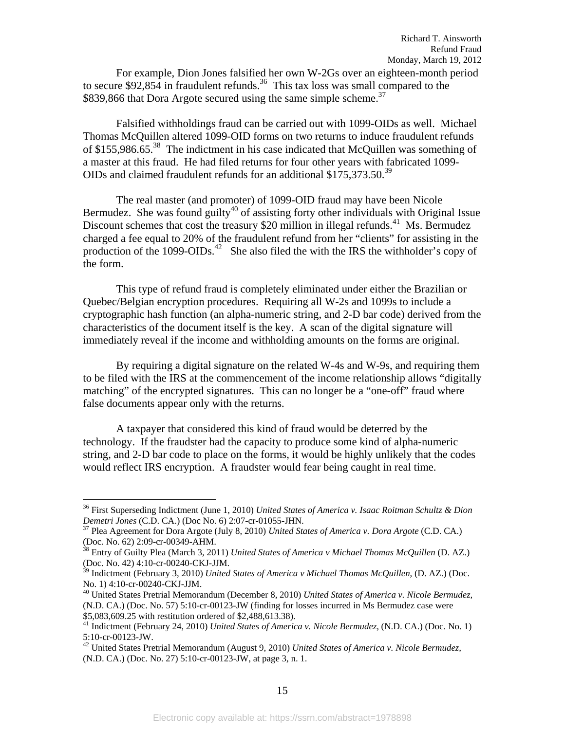For example, Dion Jones falsified her own W-2Gs over an eighteen-month period to secure $92,854 in fraudulent refunds.[36] This tax loss was small compared to the $839,866 that Dora Argote secured using the same simple scheme.[37]

Falsified withholdings fraud can be carried out with 1099-OIDs as well. Michael Thomas McQuillen altered 1099-OID forms on two returns to induce fraudulent refunds of $155,986.65.[38] The indictment in his case indicated that McQuillen was something of a master at this fraud. He had filed returns for four other years with fabricated 1099-OIDs and claimed fraudulent refunds for an additional $175,373.50.[39]

The real master (and promoter) of 1099-OID fraud may have been Nicole Bermudez. She was found guilty[40] of assisting forty other individuals with Original Issue Discount schemes that cost the treasury $20 million in illegal refunds.[41] Ms. Bermudez charged a fee equal to 20% of the fraudulent refund from her "clients" for assisting in the production of the 1099-OIDs.[42] She also filed the with the IRS the withholder's copy of the form.

This type of refund fraud is completely eliminated under either the Brazilian or Quebec/Belgian encryption procedures. Requiring all W-2s and 1099s to include a cryptographic hash function (an alpha-numeric string, and 2-D bar code) derived from the characteristics of the document itself is the key. A scan of the digital signature will immediately reveal if the income and withholding amounts on the forms are original.

By requiring a digital signature on the related W-4s and W-9s, and requiring them to be filed with the IRS at the commencement of the income relationship allows "digitally matching" of the encrypted signatures. This can no longer be a "one-off" fraud where false documents appear only with the returns.

A taxpayer that considered this kind of fraud would be deterred by the technology. If the fraudster had the capacity to produce some kind of alpha-numeric string, and 2-D bar code to place on the forms, it would be highly unlikely that the codes would reflect IRS encryption. A fraudster would fear being caught in real time.

---

[36] First Superseding Indictment (June 1, 2010) *United States of America v. Isaac Roitman Schultz & Dion Demetri Jones* (C.D. CA.) (Doc No. 6) 2:07-cr-01055-JHN.

[37] Plea Agreement for Dora Argote (July 8, 2010) *United States of America v. Dora Argote* (C.D. CA.) (Doc. No. 62) 2:09-cr-00349-AHM.

[38] Entry of Guilty Plea (March 3, 2011) *United States of America v Michael Thomas McQuillen* (D. AZ.) (Doc. No. 42) 4:10-cr-00240-CKJ-JJM.

[39] Indictment (February 3, 2010) *United States of America v Michael Thomas McQuillen,* (D. AZ.) (Doc. No. 1) 4:10-cr-00240-CKJ-JJM.

[40] United States Pretrial Memorandum (December 8, 2010) *United States of America v. Nicole Bermudez,* (N.D. CA.) (Doc. No. 57) 5:10-cr-00123-JW (finding for losses incurred in Ms Bermudez case were $5,083,609.25 with restitution ordered of $2,488,613.38).

[41] Indictment (February 24, 2010) *United States of America v. Nicole Bermudez,* (N.D. CA.) (Doc. No. 1) 5:10-cr-00123-JW.

[42] United States Pretrial Memorandum (August 9, 2010) *United States of America v. Nicole Bermudez,* (N.D. CA.) (Doc. No. 27) 5:10-cr-00123-JW, at page 3, n. 1.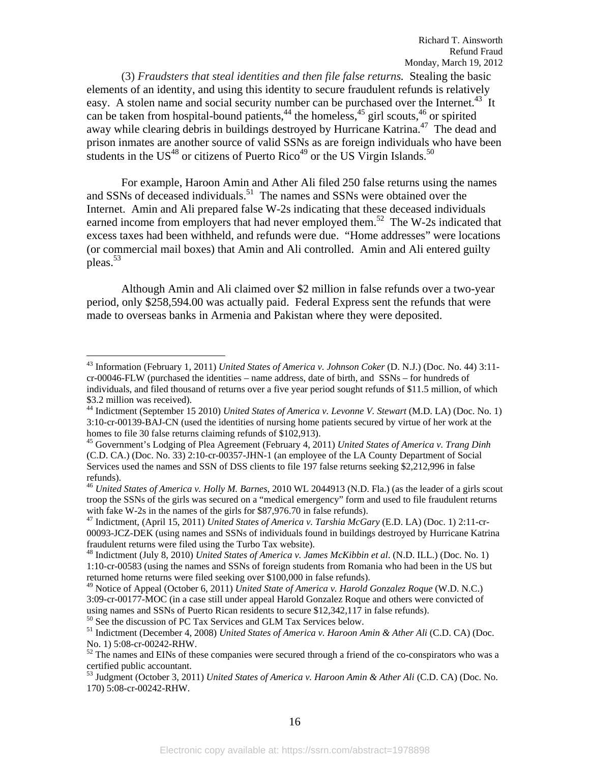(3) *Fraudsters that steal identities and then file false returns.* Stealing the basic elements of an identity, and using this identity to secure fraudulent refunds is relatively easy. A stolen name and social security number can be purchased over the Internet.[43] It can be taken from hospital-bound patients,[44] the homeless,[45] girl scouts,[46] or spirited away while clearing debris in buildings destroyed by Hurricane Katrina.[47] The dead and prison inmates are another source of valid SSNs as are foreign individuals who have been students in the US[48] or citizens of Puerto Rico[49] or the US Virgin Islands.[50]

For example, Haroon Amin and Ather Ali filed 250 false returns using the names and SSNs of deceased individuals.[51] The names and SSNs were obtained over the Internet. Amin and Ali prepared false W-2s indicating that these deceased individuals earned income from employers that had never employed them.[52] The W-2s indicated that excess taxes had been withheld, and refunds were due. "Home addresses" were locations (or commercial mail boxes) that Amin and Ali controlled. Amin and Ali entered guilty pleas.[53]

Although Amin and Ali claimed over $2 million in false refunds over a two-year period, only $258,594.00 was actually paid. Federal Express sent the refunds that were made to overseas banks in Armenia and Pakistan where they were deposited.

---

[43] Information (February 1, 2011) *United States of America v. Johnson Coker* (D. N.J.) (Doc. No. 44) 3:11-cr-00046-FLW (purchased the identities – name address, date of birth, and SSNs – for hundreds of individuals, and filed thousand of returns over a five year period sought refunds of $11.5 million, of which $3.2 million was received).

[44] Indictment (September 15 2010) *United States of America v. Levonne V. Stewart* (M.D. LA) (Doc. No. 1) 3:10-cr-00139-BAJ-CN (used the identities of nursing home patients secured by virtue of her work at the homes to file 30 false returns claiming refunds of $102,913).

[45] Government's Lodging of Plea Agreement (February 4, 2011) *United States of America v. Trang Dinh* (C.D. CA.) (Doc. No. 33) 2:10-cr-00357-JHN-1 (an employee of the LA County Department of Social Services used the names and SSN of DSS clients to file 197 false returns seeking $2,212,996 in false refunds).

[46] *United States of America v. Holly M. Barnes*, 2010 WL 2044913 (N.D. Fla.) (as the leader of a girls scout troop the SSNs of the girls was secured on a "medical emergency" form and used to file fraudulent returns with fake W-2s in the names of the girls for $87,976.70 in false refunds).

[47] Indictment, (April 15, 2011) *United States of America v. Tarshia McGary* (E.D. LA) (Doc. 1) 2:11-cr-00093-JCZ-DEK (using names and SSNs of individuals found in buildings destroyed by Hurricane Katrina fraudulent returns were filed using the Turbo Tax website).

[48] Indictment (July 8, 2010) *United States of America v. James McKibbin et al*. (N.D. ILL.) (Doc. No. 1) 1:10-cr-00583 (using the names and SSNs of foreign students from Romania who had been in the US but returned home returns were filed seeking over $100,000 in false refunds).

[49] Notice of Appeal (October 6, 2011) *United State of America v. Harold Gonzalez Roque* (W.D. N.C.) 3:09-cr-00177-MOC (in a case still under appeal Harold Gonzalez Roque and others were convicted of using names and SSNs of Puerto Rican residents to secure $12,342,117 in false refunds).

[50] See the discussion of PC Tax Services and GLM Tax Services below.

[51] Indictment (December 4, 2008) *United States of America v. Haroon Amin & Ather Ali* (C.D. CA) (Doc. No. 1) 5:08-cr-00242-RHW.

[52] The names and EINs of these companies were secured through a friend of the co-conspirators who was a certified public accountant.

[53] Judgment (October 3, 2011) *United States of America v. Haroon Amin & Ather Ali* (C.D. CA) (Doc. No. 170) 5:08-cr-00242-RHW.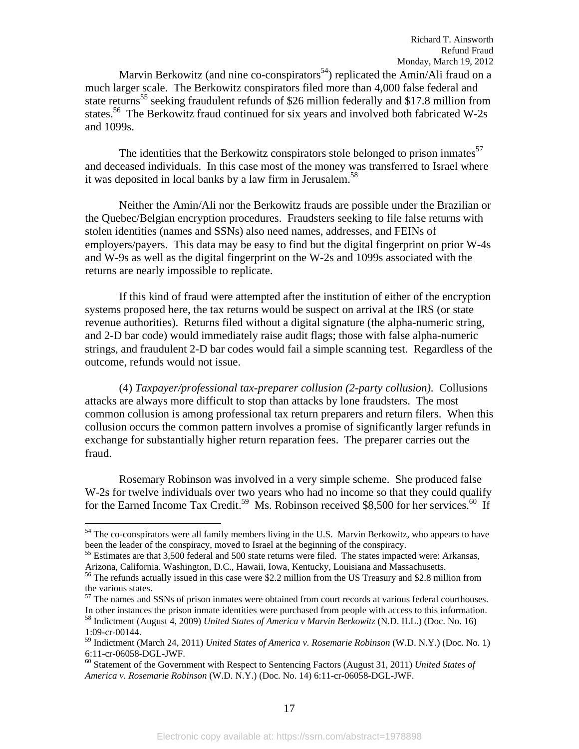Marvin Berkowitz (and nine co-conspirators[54]) replicated the Amin/Ali fraud on a much larger scale. The Berkowitz conspirators filed more than 4,000 false federal and state returns[55] seeking fraudulent refunds of $26 million federally and $17.8 million from states.[56] The Berkowitz fraud continued for six years and involved both fabricated W-2s and 1099s.

The identities that the Berkowitz conspirators stole belonged to prison inmates[57] and deceased individuals. In this case most of the money was transferred to Israel where it was deposited in local banks by a law firm in Jerusalem.[58]

Neither the Amin/Ali nor the Berkowitz frauds are possible under the Brazilian or the Quebec/Belgian encryption procedures. Fraudsters seeking to file false returns with stolen identities (names and SSNs) also need names, addresses, and FEINs of employers/payers. This data may be easy to find but the digital fingerprint on prior W-4s and W-9s as well as the digital fingerprint on the W-2s and 1099s associated with the returns are nearly impossible to replicate.

If this kind of fraud were attempted after the institution of either of the encryption systems proposed here, the tax returns would be suspect on arrival at the IRS (or state revenue authorities). Returns filed without a digital signature (the alpha-numeric string, and 2-D bar code) would immediately raise audit flags; those with false alpha-numeric strings, and fraudulent 2-D bar codes would fail a simple scanning test. Regardless of the outcome, refunds would not issue.

(4) *Taxpayer/professional tax-preparer collusion (2-party collusion)*. Collusions attacks are always more difficult to stop than attacks by lone fraudsters. The most common collusion is among professional tax return preparers and return filers. When this collusion occurs the common pattern involves a promise of significantly larger refunds in exchange for substantially higher return reparation fees. The preparer carries out the fraud.

Rosemary Robinson was involved in a very simple scheme. She produced false W-2s for twelve individuals over two years who had no income so that they could qualify for the Earned Income Tax Credit.[59] Ms. Robinson received $8,500 for her services.[60] If

---

[54] The co-conspirators were all family members living in the U.S. Marvin Berkowitz, who appears to have been the leader of the conspiracy, moved to Israel at the beginning of the conspiracy.

[55] Estimates are that 3,500 federal and 500 state returns were filed. The states impacted were: Arkansas, Arizona, California. Washington, D.C., Hawaii, Iowa, Kentucky, Louisiana and Massachusetts.

[56] The refunds actually issued in this case were $2.2 million from the US Treasury and $2.8 million from the various states.

[57] The names and SSNs of prison inmates were obtained from court records at various federal courthouses. In other instances the prison inmate identities were purchased from people with access to this information.

[58] Indictment (August 4, 2009) *United States of America v Marvin Berkowitz* (N.D. ILL.) (Doc. No. 16) 1:09-cr-00144.

[59] Indictment (March 24, 2011) *United States of America v. Rosemarie Robinson* (W.D. N.Y.) (Doc. No. 1) 6:11-cr-06058-DGL-JWF.

[60] Statement of the Government with Respect to Sentencing Factors (August 31, 2011) *United States of America v. Rosemarie Robinson* (W.D. N.Y.) (Doc. No. 14) 6:11-cr-06058-DGL-JWF.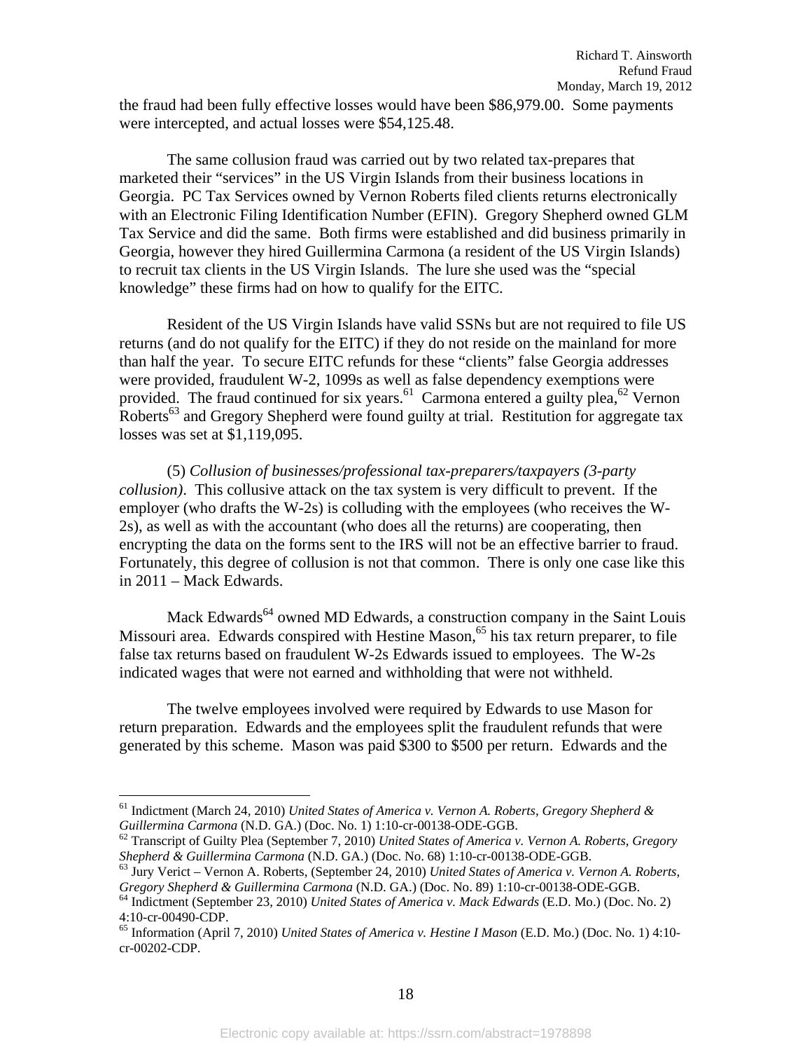the fraud had been fully effective losses would have been $86,979.00. Some payments were intercepted, and actual losses were $54,125.48.

The same collusion fraud was carried out by two related tax-prepares that marketed their "services" in the US Virgin Islands from their business locations in Georgia. PC Tax Services owned by Vernon Roberts filed clients returns electronically with an Electronic Filing Identification Number (EFIN). Gregory Shepherd owned GLM Tax Service and did the same. Both firms were established and did business primarily in Georgia, however they hired Guillermina Carmona (a resident of the US Virgin Islands) to recruit tax clients in the US Virgin Islands. The lure she used was the "special knowledge" these firms had on how to qualify for the EITC.

Resident of the US Virgin Islands have valid SSNs but are not required to file US returns (and do not qualify for the EITC) if they do not reside on the mainland for more than half the year. To secure EITC refunds for these "clients" false Georgia addresses were provided, fraudulent W-2, 1099s as well as false dependency exemptions were provided. The fraud continued for six years.[61] Carmona entered a guilty plea,[62] Vernon Roberts[63] and Gregory Shepherd were found guilty at trial. Restitution for aggregate tax losses was set at $1,119,095.

(5) *Collusion of businesses/professional tax-preparers/taxpayers (3-party collusion)*. This collusive attack on the tax system is very difficult to prevent. If the employer (who drafts the W-2s) is colluding with the employees (who receives the W-2s), as well as with the accountant (who does all the returns) are cooperating, then encrypting the data on the forms sent to the IRS will not be an effective barrier to fraud. Fortunately, this degree of collusion is not that common. There is only one case like this in 2011 – Mack Edwards.

Mack Edwards[64] owned MD Edwards, a construction company in the Saint Louis Missouri area. Edwards conspired with Hestine Mason,[65] his tax return preparer, to file false tax returns based on fraudulent W-2s Edwards issued to employees. The W-2s indicated wages that were not earned and withholding that were not withheld.

The twelve employees involved were required by Edwards to use Mason for return preparation. Edwards and the employees split the fraudulent refunds that were generated by this scheme. Mason was paid $300 to $500 per return. Edwards and the

---

[61] Indictment (March 24, 2010) *United States of America v. Vernon A. Roberts, Gregory Shepherd & Guillermina Carmona* (N.D. GA.) (Doc. No. 1) 1:10-cr-00138-ODE-GGB.

[62] Transcript of Guilty Plea (September 7, 2010) *United States of America v. Vernon A. Roberts, Gregory Shepherd & Guillermina Carmona* (N.D. GA.) (Doc. No. 68) 1:10-cr-00138-ODE-GGB.

[63] Jury Verict – Vernon A. Roberts, (September 24, 2010) *United States of America v. Vernon A. Roberts, Gregory Shepherd & Guillermina Carmona* (N.D. GA.) (Doc. No. 89) 1:10-cr-00138-ODE-GGB.

[64] Indictment (September 23, 2010) *United States of America v. Mack Edwards* (E.D. Mo.) (Doc. No. 2) 4:10-cr-00490-CDP.

[65] Information (April 7, 2010) *United States of America v. Hestine I Mason* (E.D. Mo.) (Doc. No. 1) 4:10-cr-00202-CDP.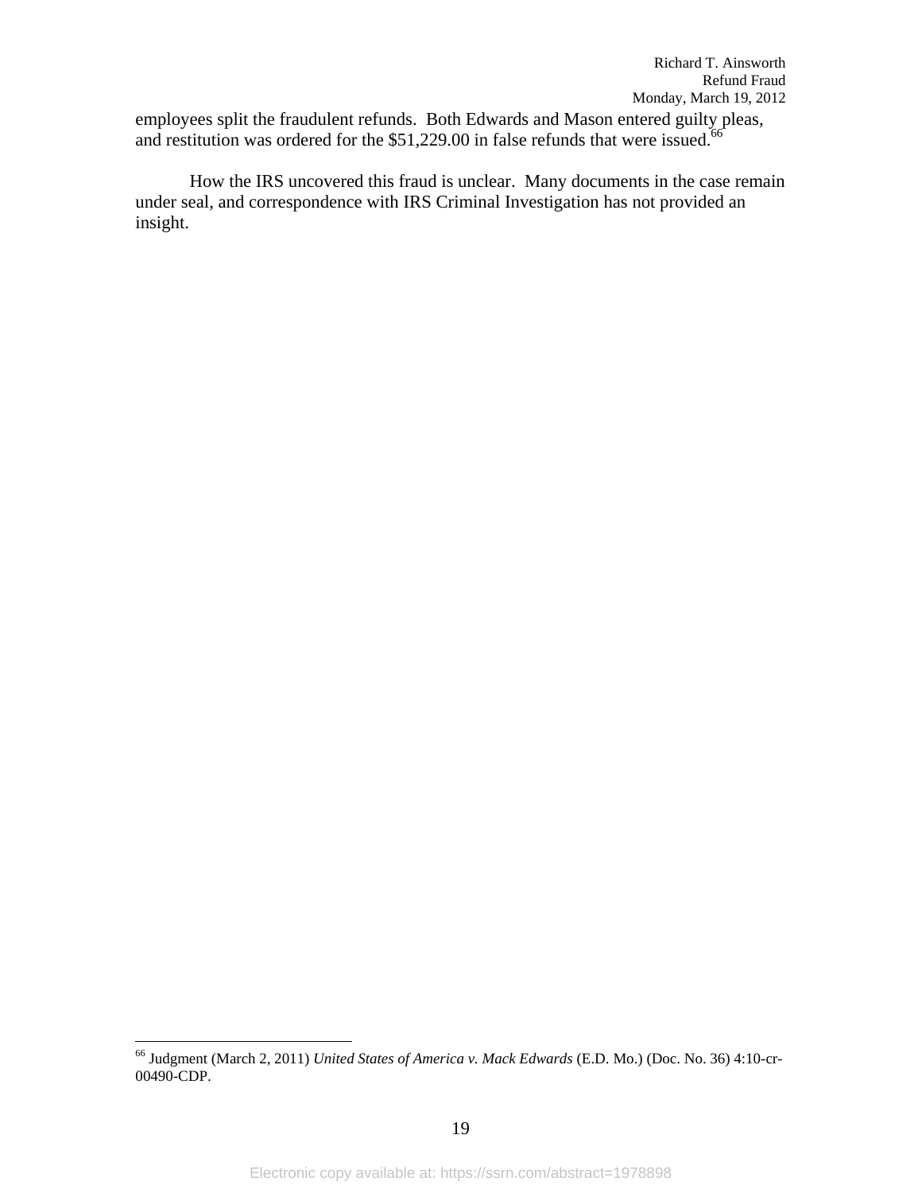employees split the fraudulent refunds. Both Edwards and Mason entered guilty pleas, and restitution was ordered for the $51,229.00 in false refunds that were issued.[66]

How the IRS uncovered this fraud is unclear. Many documents in the case remain under seal, and correspondence with IRS Criminal Investigation has not provided an insight.

---

[66] Judgment (March 2, 2011) *United States of America v. Mack Edwards* (E.D. Mo.) (Doc. No. 36) 4:10-cr-00490-CDP.

Electronic copy available at: https://ssrn.com/abstract=1978898